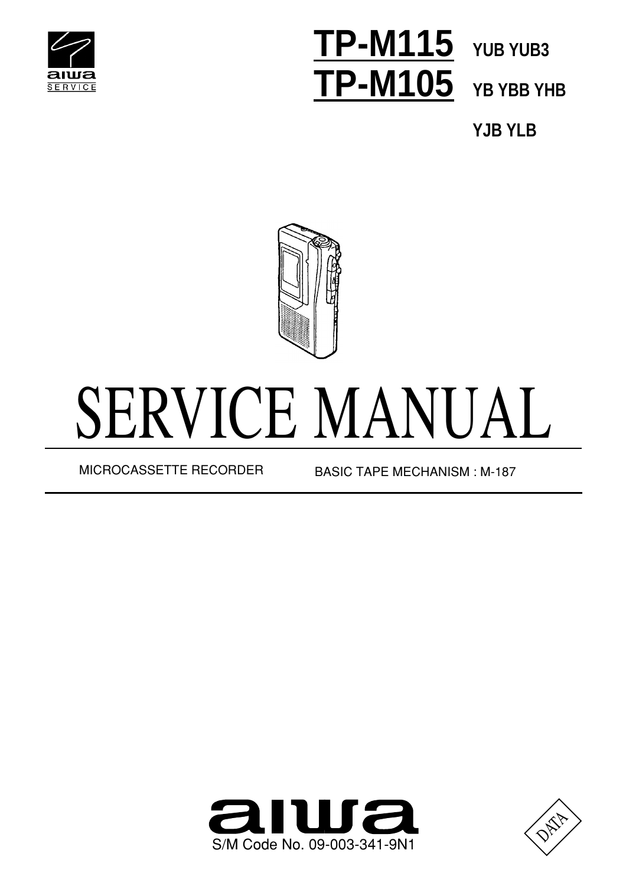aiwa SERVICE

# TP-M115 YUB YUB3
# TP-M105 YB YBB YHB YJB YLB

# SERVICE MANUAL

MICROCASSETTE RECORDER

BASIC TAPE MECHANISM : M-187

aiwa

S/M Code No. 09-003-341-9N1

DATA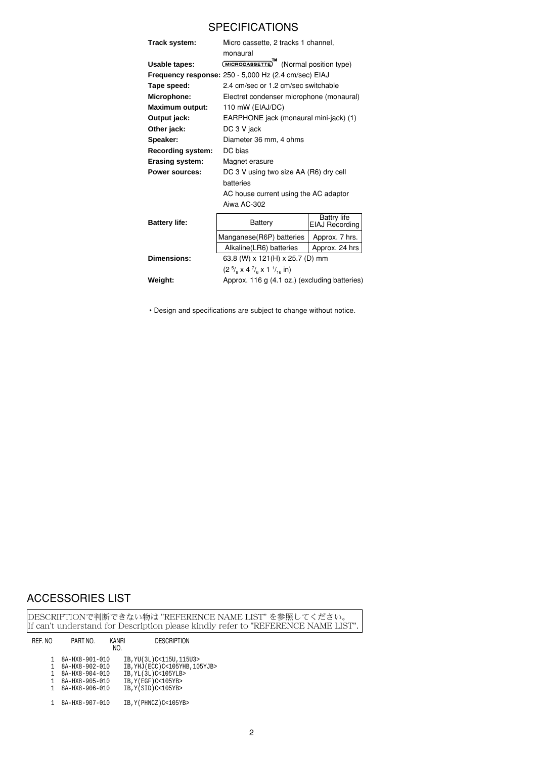# SPECIFICATIONS

| | |
|---|---|
| **Track system:** | Micro cassette, 2 tracks 1 channel, monaural |
| **Usable tapes:** | MICROCASSETTE™ (Normal position type) |
| **Frequency response:** | 250 - 5,000 Hz (2.4 cm/sec) EIAJ |
| **Tape speed:** | 2.4 cm/sec or 1.2 cm/sec switchable |
| **Microphone:** | Electret condenser microphone (monaural) |
| **Maximum output:** | 110 mW (EIAJ/DC) |
| **Output jack:** | EARPHONE jack (monaural mini-jack) (1) |
| **Other jack:** | DC 3 V jack |
| **Speaker:** | Diameter 36 mm, 4 ohms |
| **Recording system:** | DC bias |
| **Erasing system:** | Magnet erasure |
| **Power sources:** | DC 3 V using two size AA (R6) dry cell batteries<br>AC house current using the AC adaptor Aiwa AC-302 |

**Battery life:**

| Battery | Battry life EIAJ Recording |
|---|---|
| Manganese(R6P) batteries | Approx. 7 hrs. |
| Alkaline(LR6) batteries | Approx. 24 hrs |

| | |
|---|---|
| **Dimensions:** | 63.8 (W) x 121(H) x 25.7 (D) mm<br>($2\ ^5/_8$ x $4\ ^7/_6$ x $1\ ^1/_{16}$ in) |
| **Weight:** | Approx. 116 g (4.1 oz.) (excluding batteries) |

• Design and specifications are subject to change without notice.

# ACCESSORIES LIST

DESCRIPTIONで判断できない物は "REFERENCE NAME LIST" を参照してください。
If can't understand for Description please kindly refer to "REFERENCE NAME LIST".

| REF. NO | PART NO. | KANRI NO. | DESCRIPTION |
|---|---|---|---|
| 1 | 8A-HX8-901-010 | | IB,YU(3L)C<115U,115U3> |
| 1 | 8A-HX8-902-010 | | IB,YHJ(ECC)C<105YHB,105YJB> |
| 1 | 8A-HX8-904-010 | | IB,YL(3L)C<105YLB> |
| 1 | 8A-HX8-905-010 | | IB,Y(EGF)C<105YB> |
| 1 | 8A-HX8-906-010 | | IB,Y(SID)C<105YB> |
| 1 | 8A-HX8-907-010 | | IB,Y(PHNCZ)C<105YB> |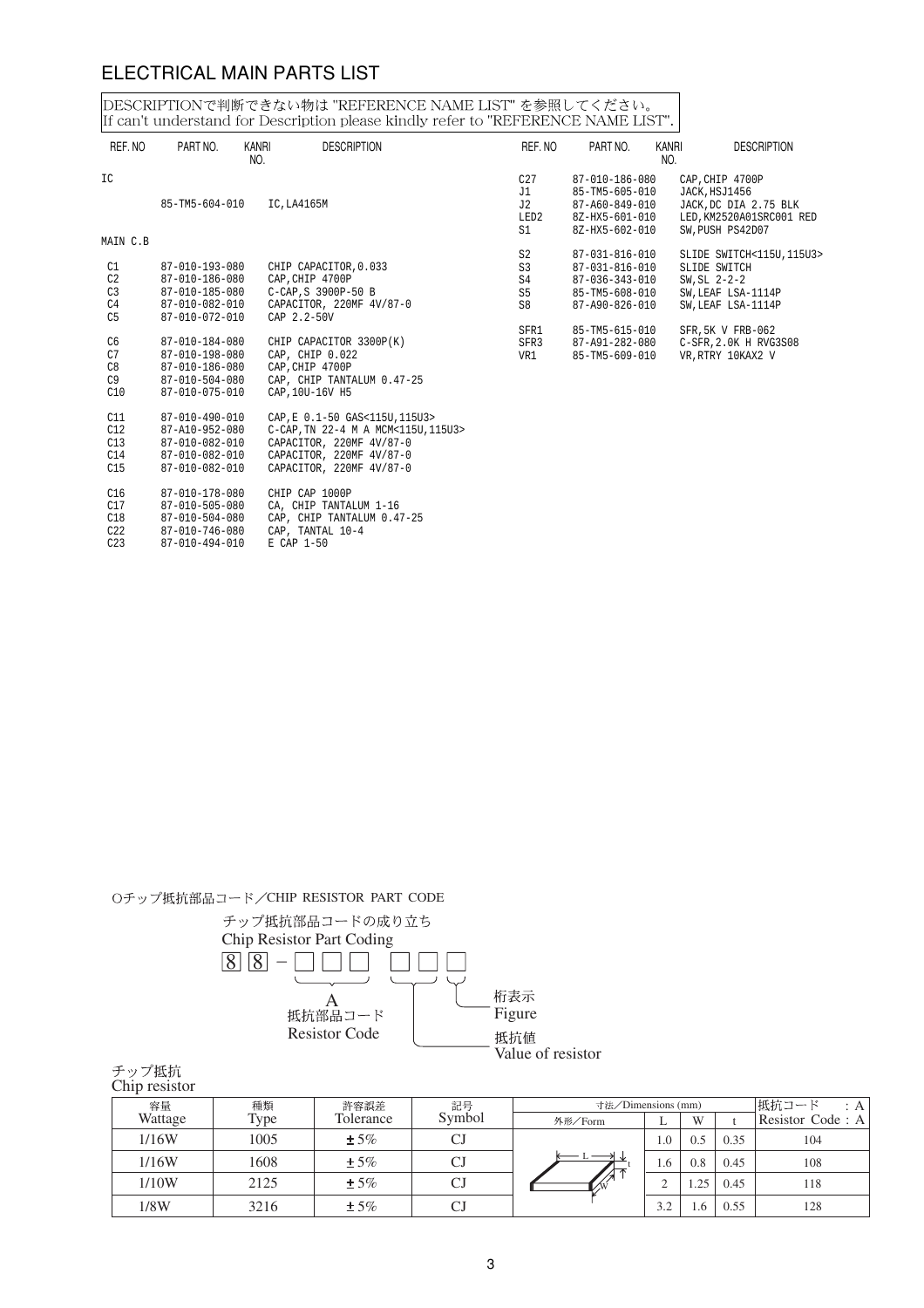## ELECTRICAL MAIN PARTS LIST

DESCRIPTIONで判断できない物は "REFERENCE NAME LIST" を参照してください。
If can't understand for Description please kindly refer to "REFERENCE NAME LIST".

| REF. NO | PART NO. | KANRI NO. | DESCRIPTION |
|---|---|---|---|
| IC | | | |
| | 85-TM5-604-010 | | IC,LA4165M |
| MAIN C.B | | | |
| C1 | 87-010-193-080 | | CHIP CAPACITOR,0.033 |
| C2 | 87-010-186-080 | | CAP,CHIP 4700P |
| C3 | 87-010-185-080 | | C-CAP,S 3900P-50 B |
| C4 | 87-010-082-010 | | CAPACITOR, 220MF 4V/87-0 |
| C5 | 87-010-072-010 | | CAP 2.2-50V |
| C6 | 87-010-184-080 | | CHIP CAPACITOR 3300P(K) |
| C7 | 87-010-198-080 | | CAP, CHIP 0.022 |
| C8 | 87-010-186-080 | | CAP,CHIP 4700P |
| C9 | 87-010-504-080 | | CAP, CHIP TANTALUM 0.47-25 |
| C10 | 87-010-075-010 | | CAP,10U-16V H5 |
| C11 | 87-010-490-010 | | CAP,E 0.1-50 GAS<115U,115U3> |
| C12 | 87-A10-952-080 | | C-CAP,TN 22-4 M A MCM<115U,115U3> |
| C13 | 87-010-082-010 | | CAPACITOR, 220MF 4V/87-0 |
| C14 | 87-010-082-010 | | CAPACITOR, 220MF 4V/87-0 |
| C15 | 87-010-082-010 | | CAPACITOR, 220MF 4V/87-0 |
| C16 | 87-010-178-080 | | CHIP CAP 1000P |
| C17 | 87-010-505-080 | | CA, CHIP TANTALUM 1-16 |
| C18 | 87-010-504-080 | | CAP, CHIP TANTALUM 0.47-25 |
| C22 | 87-010-746-080 | | CAP, TANTAL 10-4 |
| C23 | 87-010-494-010 | | E CAP 1-50 |
| C27 | 87-010-186-080 | | CAP,CHIP 4700P |
| J1 | 85-TM5-605-010 | | JACK,HSJ1456 |
| J2 | 87-A60-849-010 | | JACK,DC DIA 2.75 BLK |
| LED2 | 8Z-HX5-601-010 | | LED,KM2520A01SRC001 RED |
| S1 | 8Z-HX5-602-010 | | SW,PUSH PS42D07 |
| S2 | 87-031-816-010 | | SLIDE SWITCH<115U,115U3> |
| S3 | 87-031-816-010 | | SLIDE SWITCH |
| S4 | 87-036-343-010 | | SW,SL 2-2-2 |
| S5 | 85-TM5-608-010 | | SW,LEAF LSA-1114P |
| S8 | 87-A90-826-010 | | SW,LEAF LSA-1114P |
| SFR1 | 85-TM5-615-010 | | SFR,5K V FRB-062 |
| SFR3 | 87-A91-282-080 | | C-SFR,2.0K H RVG3S08 |
| VR1 | 85-TM5-609-010 | | VR,RTRY 10KAX2 V |

Oチップ抵抗部品コード／CHIP RESISTOR PART CODE

チップ抵抗部品コードの成り立ち
Chip Resistor Part Coding

8 8 − □ □ □ □ □ □

- A 抵抗部品コード Resistor Code
- 抵抗値 Value of resistor
- 桁表示 Figure

チップ抵抗
Chip resistor

| 容量 Wattage | 種類 Type | 許容誤差 Tolerance | 記号 Symbol | 寸法／Dimensions (mm) 外形／Form | L | W | t | 抵抗コード : A Resistor Code : A |
|---|---|---|---|---|---|---|---|---|
| 1/16W | 1005 | ±5% | CJ | | 1.0 | 0.5 | 0.35 | 104 |
| 1/16W | 1608 | ±5% | CJ | | 1.6 | 0.8 | 0.45 | 108 |
| 1/10W | 2125 | ±5% | CJ | | 2 | 1.25 | 0.45 | 118 |
| 1/8W | 3216 | ±5% | CJ | | 3.2 | 1.6 | 0.55 | 128 |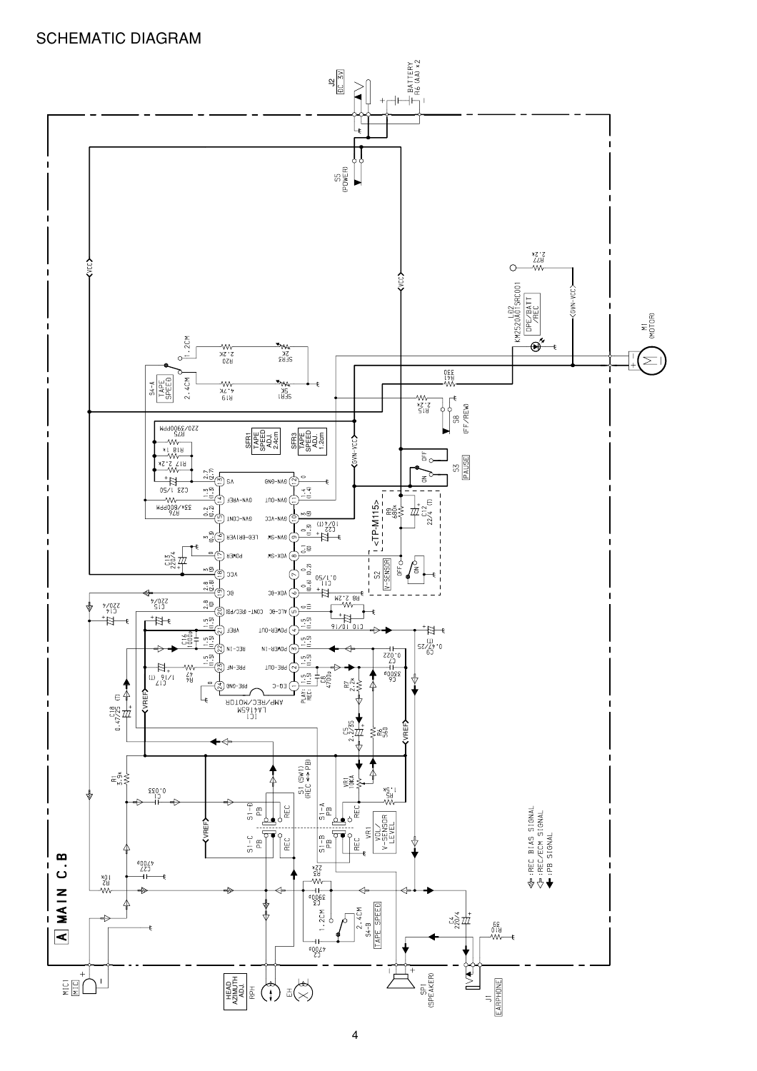# SCHEMATIC DIAGRAM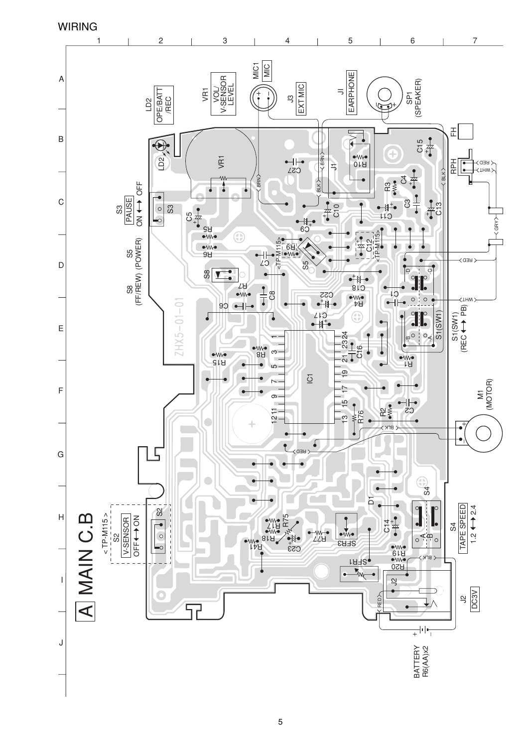# WIRING

## A MAIN C.B

LD2 OPE/BATT /REC

VR1 VOL/ V-SENSOR LEVEL

MIC1 MIC

J3 EXT MIC

JI EARPHONE

SP1 (SPEAKER)

FH

RPH

S3 PAUSE ON ↔ OFF

S5 (POWER)

S8 (FF/REW)

S1(SW1) (REC ↔ PB)

M1 (MOTOR)

S4 TAPE SPEED 1.2 ↔ 2.4

J2 DC3V

BATTERY R6(AA)x2

< TP-M115 > S2 V-SENSOR OFF ↔ ON

ZHX5-01-01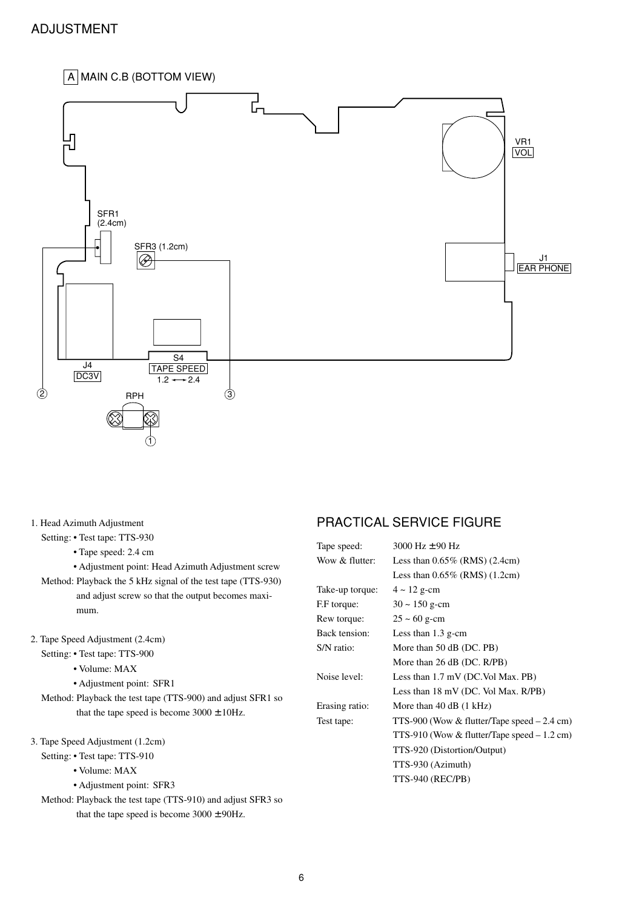# ADJUSTMENT

A MAIN C.B (BOTTOM VIEW)

VR1 VOL

SFR1 (2.4cm)

SFR3 (1.2cm)

J1 EAR PHONE

J4 DC3V

S4 TAPE SPEED 1.2 ⟷ 2.4

② RPH ③

①

1. Head Azimuth Adjustment
   Setting: • Test tape: TTS-930
   • Tape speed: 2.4 cm
   • Adjustment point: Head Azimuth Adjustment screw
   Method: Playback the 5 kHz signal of the test tape (TTS-930) and adjust screw so that the output becomes maximum.

2. Tape Speed Adjustment (2.4cm)
   Setting: • Test tape: TTS-900
   • Volume: MAX
   • Adjustment point: SFR1
   Method: Playback the test tape (TTS-900) and adjust SFR1 so that the tape speed is become 3000 ± 10Hz.

3. Tape Speed Adjustment (1.2cm)
   Setting: • Test tape: TTS-910
   • Volume: MAX
   • Adjustment point: SFR3
   Method: Playback the test tape (TTS-910) and adjust SFR3 so that the tape speed is become 3000 ± 90Hz.

## PRACTICAL SERVICE FIGURE

| | |
|---|---|
| Tape speed: | 3000 Hz ± 90 Hz |
| Wow & flutter: | Less than 0.65% (RMS) (2.4cm) |
| | Less than 0.65% (RMS) (1.2cm) |
| Take-up torque: | 4 ~ 12 g-cm |
| F.F torque: | 30 ~ 150 g-cm |
| Rew torque: | 25 ~ 60 g-cm |
| Back tension: | Less than 1.3 g-cm |
| S/N ratio: | More than 50 dB (DC. PB) |
| | More than 26 dB (DC. R/PB) |
| Noise level: | Less than 1.7 mV (DC.Vol Max. PB) |
| | Less than 18 mV (DC. Vol Max. R/PB) |
| Erasing ratio: | More than 40 dB (1 kHz) |
| Test tape: | TTS-900 (Wow & flutter/Tape speed – 2.4 cm) |
| | TTS-910 (Wow & flutter/Tape speed – 1.2 cm) |
| | TTS-920 (Distortion/Output) |
| | TTS-930 (Azimuth) |
| | TTS-940 (REC/PB) |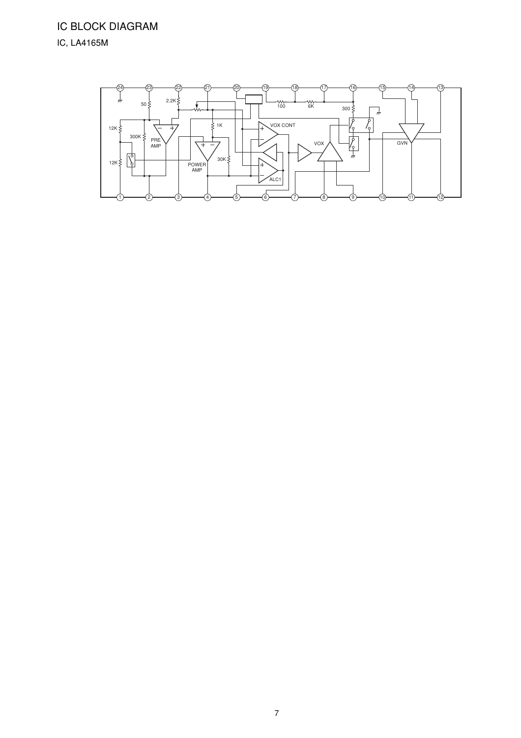# IC BLOCK DIAGRAM

## IC, LA4165M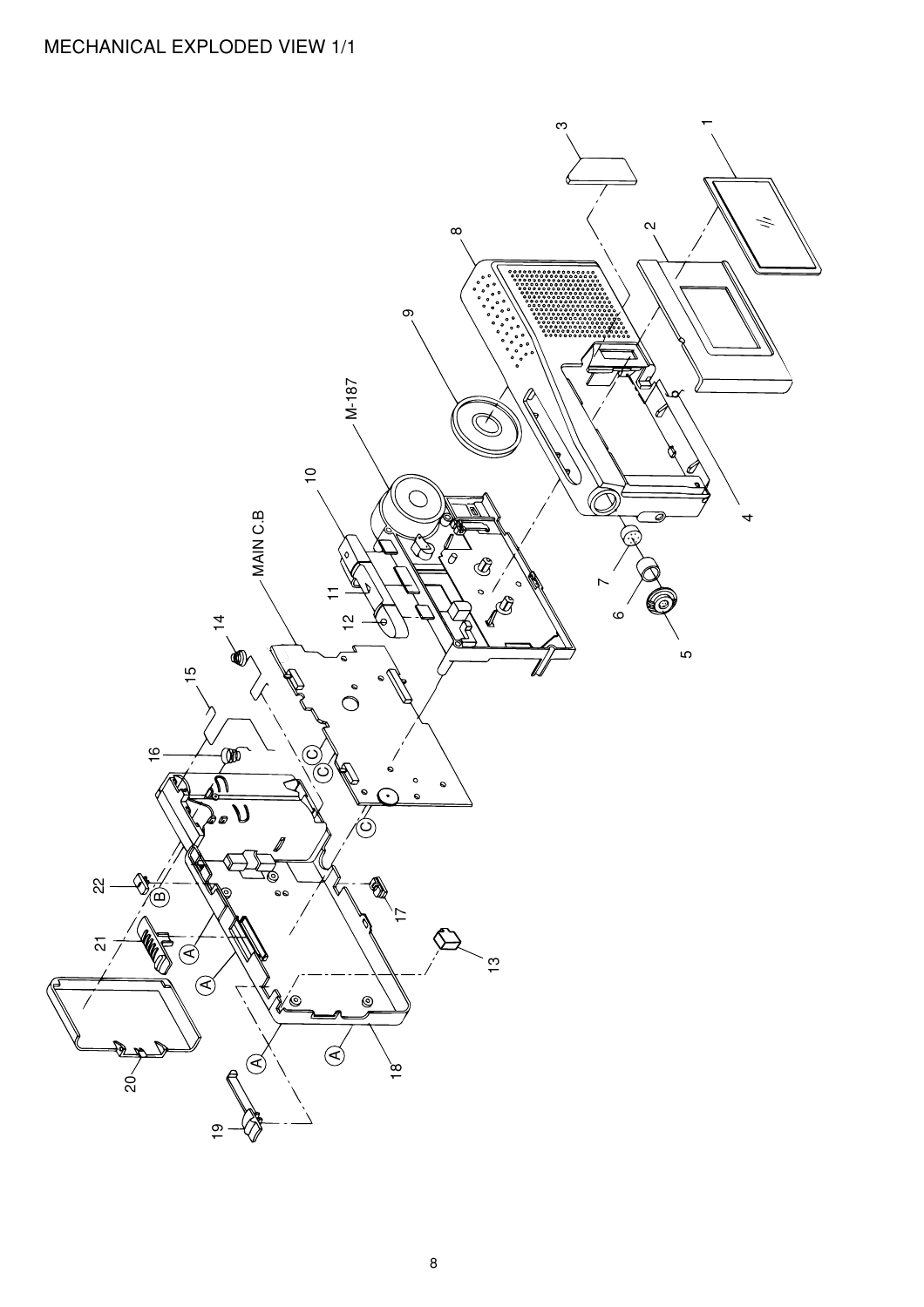# MECHANICAL EXPLODED VIEW 1/1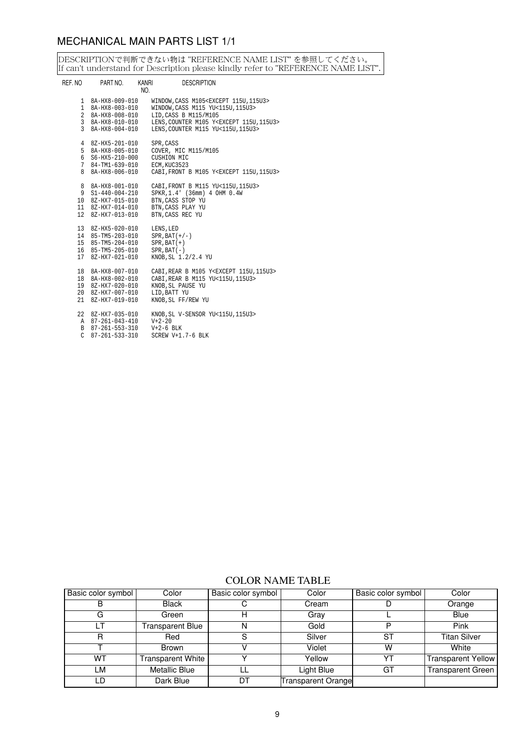# MECHANICAL MAIN PARTS LIST 1/1

DESCRIPTIONで判断できない物は "REFERENCE NAME LIST" を参照してください。
If can't understand for Description please kindly refer to "REFERENCE NAME LIST".

| REF. NO | PART NO. | KANRI NO. | DESCRIPTION |
|---|---|---|---|
| 1 | 8A-HX8-009-010 | | WINDOW,CASS M105<EXCEPT 115U,115U3> |
| 1 | 8A-HX8-003-010 | | WINDOW,CASS M115 YU<115U,115U3> |
| 2 | 8A-HX8-008-010 | | LID,CASS B M115/M105 |
| 3 | 8A-HX8-010-010 | | LENS,COUNTER M105 Y<EXCEPT 115U,115U3> |
| 3 | 8A-HX8-004-010 | | LENS,COUNTER M115 YU<115U,115U3> |
| 4 | 8Z-HX5-201-010 | | SPR,CASS |
| 5 | 8A-HX8-005-010 | | COVER, MIC M115/M105 |
| 6 | S6-HX5-210-000 | | CUSHION MIC |
| 7 | 84-TM1-639-010 | | ECM,KUC3523 |
| 8 | 8A-HX8-006-010 | | CABI,FRONT B M105 Y<EXCEPT 115U,115U3> |
| 8 | 8A-HX8-001-010 | | CABI,FRONT B M115 YU<115U,115U3> |
| 9 | S1-440-004-210 | | SPKR,1.4' (36mm) 4 OHM 0.4W |
| 10 | 8Z-HX7-015-010 | | BTN,CASS STOP YU |
| 11 | 8Z-HX7-014-010 | | BTN,CASS PLAY YU |
| 12 | 8Z-HX7-013-010 | | BTN,CASS REC YU |
| 13 | 8Z-HX5-020-010 | | LENS,LED |
| 14 | 85-TM5-203-010 | | SPR,BAT(+/-) |
| 15 | 85-TM5-204-010 | | SPR,BAT(+) |
| 16 | 85-TM5-205-010 | | SPR,BAT(-) |
| 17 | 8Z-HX7-021-010 | | KNOB,SL 1.2/2.4 YU |
| 18 | 8A-HX8-007-010 | | CABI,REAR B M105 Y<EXCEPT 115U,115U3> |
| 18 | 8A-HX8-002-010 | | CABI,REAR B M115 YU<115U,115U3> |
| 19 | 8Z-HX7-020-010 | | KNOB,SL PAUSE YU |
| 20 | 8Z-HX7-007-010 | | LID,BATT YU |
| 21 | 8Z-HX7-019-010 | | KNOB,SL FF/REW YU |
| 22 | 8Z-HX7-035-010 | | KNOB,SL V-SENSOR YU<115U,115U3> |
| A | 87-261-043-410 | | V+2-20 |
| B | 87-261-553-310 | | V+2-6 BLK |
| C | 87-261-533-310 | | SCREW V+1.7-6 BLK |

## COLOR NAME TABLE

| Basic color symbol | Color | Basic color symbol | Color | Basic color symbol | Color |
|---|---|---|---|---|---|
| B | Black | C | Cream | D | Orange |
| G | Green | H | Gray | L | Blue |
| LT | Transparent Blue | N | Gold | P | Pink |
| R | Red | S | Silver | ST | Titan Silver |
| T | Brown | V | Violet | W | White |
| WT | Transparent White | Y | Yellow | YT | Transparent Yellow |
| LM | Metallic Blue | LL | Light Blue | GT | Transparent Green |
| LD | Dark Blue | DT | Transparent Orange | | |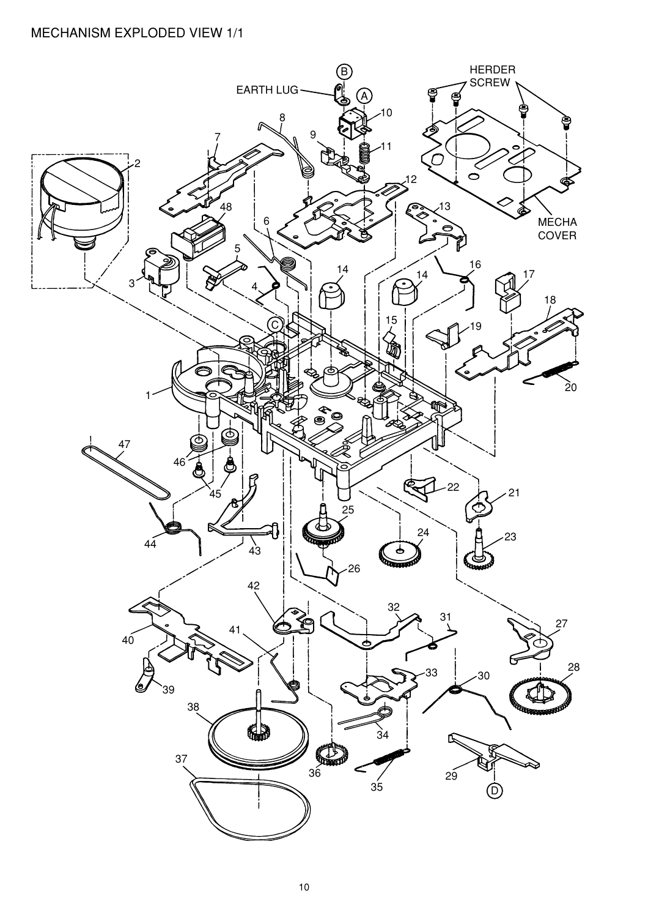# MECHANISM EXPLODED VIEW 1/1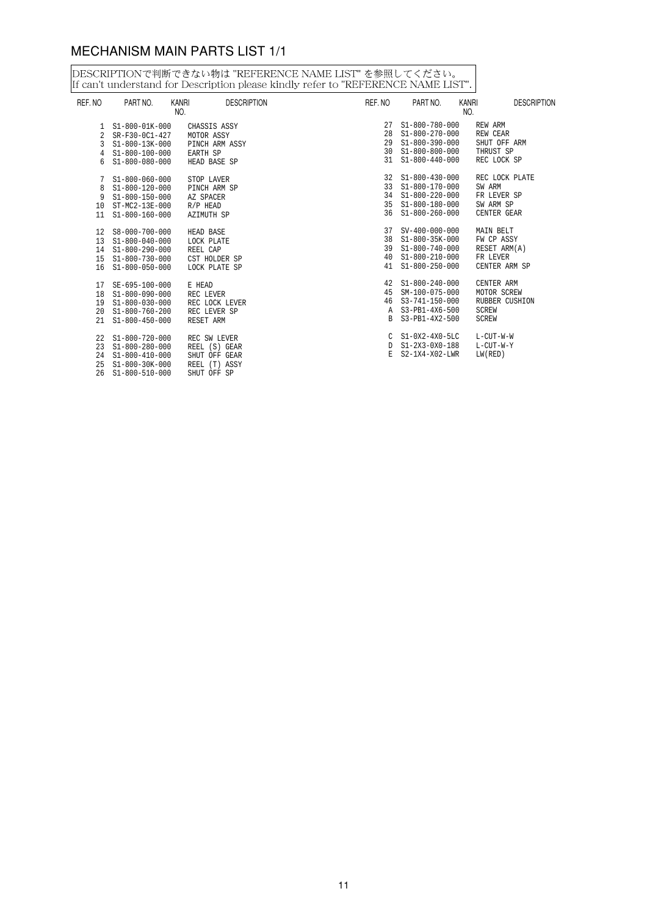# MECHANISM MAIN PARTS LIST 1/1

DESCRIPTIONで判断できない物は "REFERENCE NAME LIST" を参照してください。
If can't understand for Description please kindly refer to "REFERENCE NAME LIST".

| REF. NO | PART NO. | KANRI NO. | DESCRIPTION |
|---|---|---|---|
| 1 | S1-800-01K-000 | | CHASSIS ASSY |
| 2 | SR-F30-0C1-427 | | MOTOR ASSY |
| 3 | S1-800-13K-000 | | PINCH ARM ASSY |
| 4 | S1-800-100-000 | | EARTH SP |
| 6 | S1-800-080-000 | | HEAD BASE SP |
| 7 | S1-800-060-000 | | STOP LAVER |
| 8 | S1-800-120-000 | | PINCH ARM SP |
| 9 | S1-800-150-000 | | AZ SPACER |
| 10 | ST-MC2-13E-000 | | R/P HEAD |
| 11 | S1-800-160-000 | | AZIMUTH SP |
| 12 | S8-000-700-000 | | HEAD BASE |
| 13 | S1-800-040-000 | | LOCK PLATE |
| 14 | S1-800-290-000 | | REEL CAP |
| 15 | S1-800-730-000 | | CST HOLDER SP |
| 16 | S1-800-050-000 | | LOCK PLATE SP |
| 17 | SE-695-100-000 | | E HEAD |
| 18 | S1-800-090-000 | | REC LEVER |
| 19 | S1-800-030-000 | | REC LOCK LEVER |
| 20 | S1-800-760-200 | | REC LEVER SP |
| 21 | S1-800-450-000 | | RESET ARM |
| 22 | S1-800-720-000 | | REC SW LEVER |
| 23 | S1-800-280-000 | | REEL (S) GEAR |
| 24 | S1-800-410-000 | | SHUT OFF GEAR |
| 25 | S1-800-30K-000 | | REEL (T) ASSY |
| 26 | S1-800-510-000 | | SHUT OFF SP |
| 27 | S1-800-780-000 | | REW ARM |
| 28 | S1-800-270-000 | | REW CEAR |
| 29 | S1-800-390-000 | | SHUT OFF ARM |
| 30 | S1-800-800-000 | | THRUST SP |
| 31 | S1-800-440-000 | | REC LOCK SP |
| 32 | S1-800-430-000 | | REC LOCK PLATE |
| 33 | S1-800-170-000 | | SW ARM |
| 34 | S1-800-220-000 | | FR LEVER SP |
| 35 | S1-800-180-000 | | SW ARM SP |
| 36 | S1-800-260-000 | | CENTER GEAR |
| 37 | SV-400-000-000 | | MAIN BELT |
| 38 | S1-800-35K-000 | | FW CP ASSY |
| 39 | S1-800-740-000 | | RESET ARM(A) |
| 40 | S1-800-210-000 | | FR LEVER |
| 41 | S1-800-250-000 | | CENTER ARM SP |
| 42 | S1-800-240-000 | | CENTER ARM |
| 45 | SM-100-075-000 | | MOTOR SCREW |
| 46 | S3-741-150-000 | | RUBBER CUSHION |
| A | S3-PB1-4X6-500 | | SCREW |
| B | S3-PB1-4X2-500 | | SCREW |
| C | S1-0X2-4X0-5LC | | L-CUT-W-W |
| D | S1-2X3-0X0-188 | | L-CUT-W-Y |
| E | S2-1X4-X02-LWR | | LW(RED) |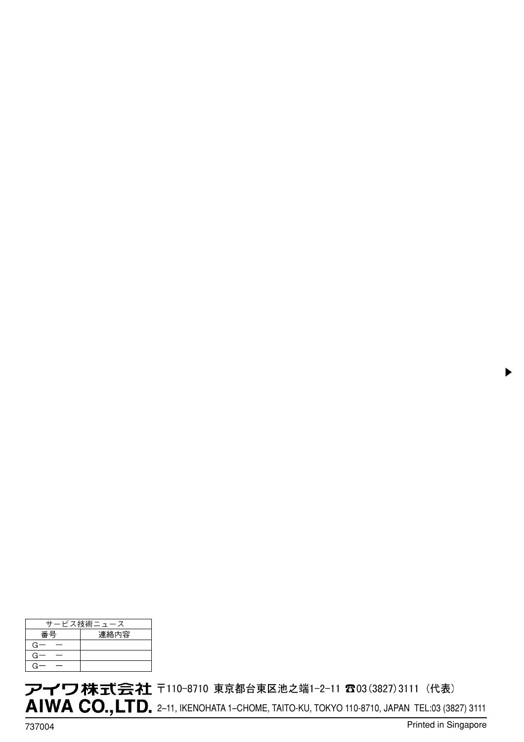| サービス技術ニュース | |
|---|---|
| 番号 | 連絡内容 |
| G－　－ | |
| G－　－ | |
| G－　－ | |

**アイワ株式会社** 〒110-8710 東京都台東区池之端1-2-11 ☎03(3827)3111 (代表)

**AIWA CO.,LTD.** 2–11, IKENOHATA 1–CHOME, TAITO-KU, TOKYO 110-8710, JAPAN TEL:03 (3827) 3111

737004

Printed in Singapore